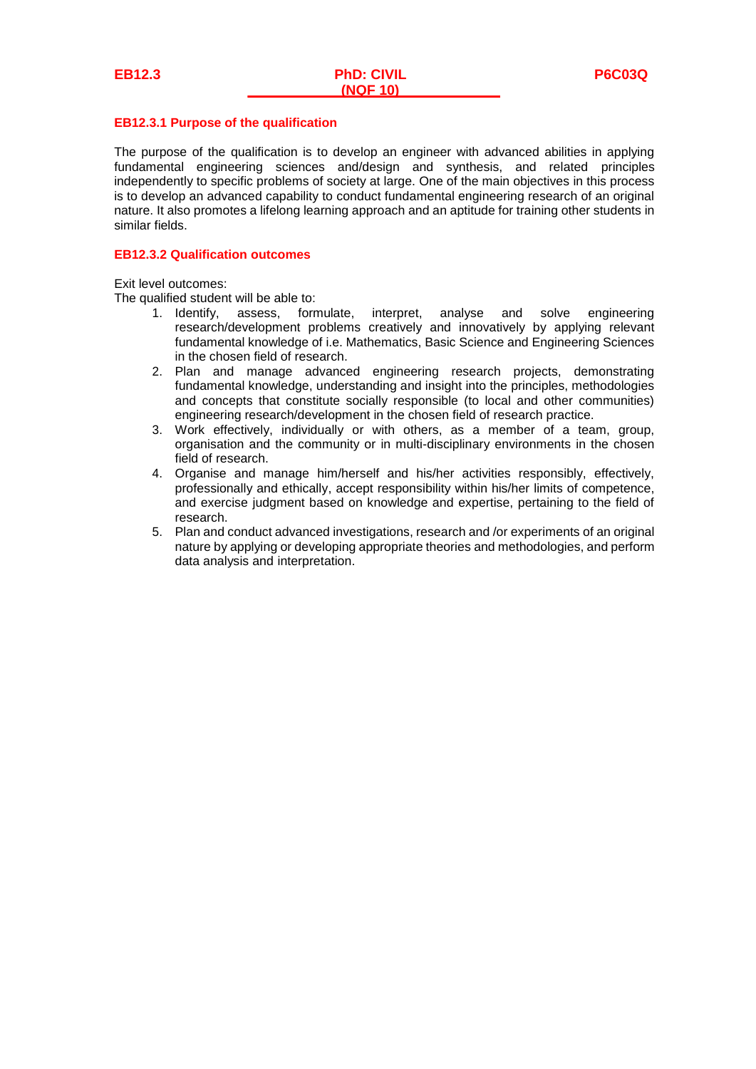**EB12.3** **PhD: CIVIL (NQF 10)** **P6C03Q**

### EB12.3.1 Purpose of the qualification

The purpose of the qualification is to develop an engineer with advanced abilities in applying fundamental engineering sciences and/design and synthesis, and related principles independently to specific problems of society at large. One of the main objectives in this process is to develop an advanced capability to conduct fundamental engineering research of an original nature. It also promotes a lifelong learning approach and an aptitude for training other students in similar fields.

### EB12.3.2 Qualification outcomes

Exit level outcomes:
The qualified student will be able to:

1. Identify, assess, formulate, interpret, analyse and solve engineering research/development problems creatively and innovatively by applying relevant fundamental knowledge of i.e. Mathematics, Basic Science and Engineering Sciences in the chosen field of research.
2. Plan and manage advanced engineering research projects, demonstrating fundamental knowledge, understanding and insight into the principles, methodologies and concepts that constitute socially responsible (to local and other communities) engineering research/development in the chosen field of research practice.
3. Work effectively, individually or with others, as a member of a team, group, organisation and the community or in multi-disciplinary environments in the chosen field of research.
4. Organise and manage him/herself and his/her activities responsibly, effectively, professionally and ethically, accept responsibility within his/her limits of competence, and exercise judgment based on knowledge and expertise, pertaining to the field of research.
5. Plan and conduct advanced investigations, research and /or experiments of an original nature by applying or developing appropriate theories and methodologies, and perform data analysis and interpretation.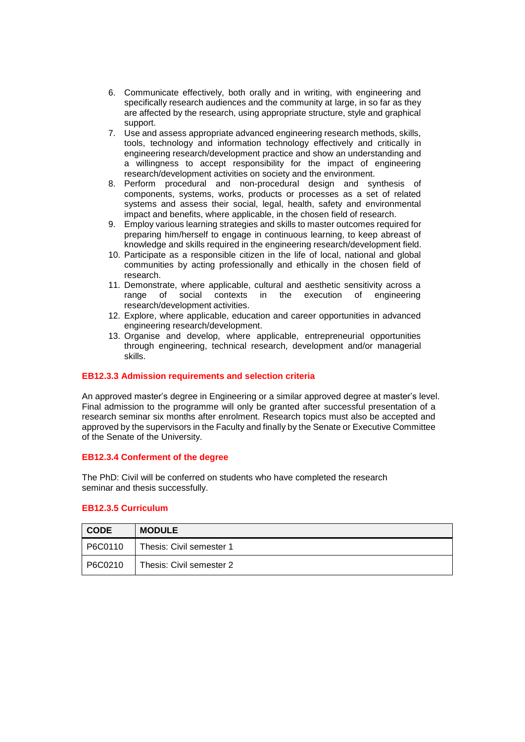6. Communicate effectively, both orally and in writing, with engineering and specifically research audiences and the community at large, in so far as they are affected by the research, using appropriate structure, style and graphical support.
7. Use and assess appropriate advanced engineering research methods, skills, tools, technology and information technology effectively and critically in engineering research/development practice and show an understanding and a willingness to accept responsibility for the impact of engineering research/development activities on society and the environment.
8. Perform procedural and non-procedural design and synthesis of components, systems, works, products or processes as a set of related systems and assess their social, legal, health, safety and environmental impact and benefits, where applicable, in the chosen field of research.
9. Employ various learning strategies and skills to master outcomes required for preparing him/herself to engage in continuous learning, to keep abreast of knowledge and skills required in the engineering research/development field.
10. Participate as a responsible citizen in the life of local, national and global communities by acting professionally and ethically in the chosen field of research.
11. Demonstrate, where applicable, cultural and aesthetic sensitivity across a range of social contexts in the execution of engineering research/development activities.
12. Explore, where applicable, education and career opportunities in advanced engineering research/development.
13. Organise and develop, where applicable, entrepreneurial opportunities through engineering, technical research, development and/or managerial skills.

### EB12.3.3 Admission requirements and selection criteria

An approved master's degree in Engineering or a similar approved degree at master's level. Final admission to the programme will only be granted after successful presentation of a research seminar six months after enrolment. Research topics must also be accepted and approved by the supervisors in the Faculty and finally by the Senate or Executive Committee of the Senate of the University.

### EB12.3.4 Conferment of the degree

The PhD: Civil will be conferred on students who have completed the research seminar and thesis successfully.

### EB12.3.5 Curriculum

| CODE | MODULE |
|---|---|
| P6C0110 | Thesis: Civil semester 1 |
| P6C0210 | Thesis: Civil semester 2 |